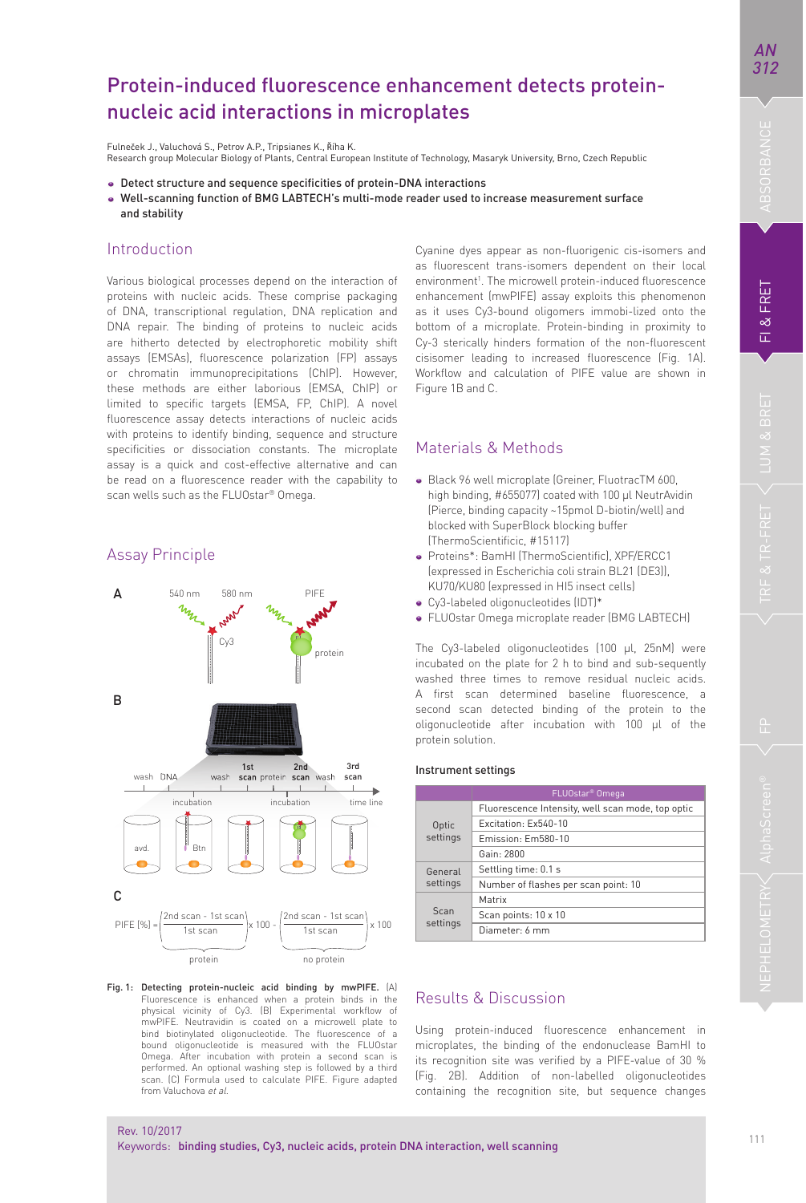# Protein-induced fluorescence enhancement detects protein-nucleic acid interactions in microplates

Fulneček J., Valuchová S., Petrov A.P., Tripsianes K., Říha K.
Research group Molecular Biology of Plants, Central European Institute of Technology, Masaryk University, Brno, Czech Republic

- Detect structure and sequence specificities of protein-DNA interactions
- Well-scanning function of BMG LABTECH's multi-mode reader used to increase measurement surface and stability

## Introduction

Various biological processes depend on the interaction of proteins with nucleic acids. These comprise packaging of DNA, transcriptional regulation, DNA replication and DNA repair. The binding of proteins to nucleic acids are hitherto detected by electrophoretic mobility shift assays (EMSAs), fluorescence polarization (FP) assays or chromatin immunoprecipitations (ChIP). However, these methods are either laborious (EMSA, ChIP) or limited to specific targets (EMSA, FP, ChIP). A novel fluorescence assay detects interactions of nucleic acids with proteins to identify binding, sequence and structure specificities or dissociation constants. The microplate assay is a quick and cost-effective alternative and can be read on a fluorescence reader with the capability to scan wells such as the FLUOstar® Omega.

## Assay Principle

A: 540 nm, 580 nm, Cy3, PIFE, protein

B: wash, DNA, incubation, wash, 1st scan, protein, incubation, 2nd scan, wash, 3rd scan, time line; avd., Btn

C:

$$\text{PIFE [\%]} = \left(\frac{\text{2nd scan} - \text{1st scan}}{\text{1st scan}}\right)_{\text{protein}} \times 100 - \left(\frac{\text{2nd scan} - \text{1st scan}}{\text{1st scan}}\right)_{\text{no protein}} \times 100$$

Fig. 1: **Detecting protein-nucleic acid binding by mwPIFE.** (A) Fluorescence is enhanced when a protein binds in the physical vicinity of Cy3. (B) Experimental workflow of mwPIFE. Neutravidin is coated on a microwell plate to bind biotinylated oligonucleotide. The fluorescence of a bound oligonucleotide is measured with the FLUOstar Omega. After incubation with protein a second scan is performed. An optional washing step is followed by a third scan. (C) Formula used to calculate PIFE. Figure adapted from Valuchova *et al.*

Cyanine dyes appear as non-fluorigenic cis-isomers and as fluorescent trans-isomers dependent on their local environment[1]. The microwell protein-induced fluorescence enhancement (mwPIFE) assay exploits this phenomenon as it uses Cy3-bound oligomers immobi-lized onto the bottom of a microplate. Protein-binding in proximity to Cy-3 sterically hinders formation of the non-fluorescent cisisomer leading to increased fluorescence (Fig. 1A). Workflow and calculation of PIFE value are shown in Figure 1B and C.

## Materials & Methods

- Black 96 well microplate (Greiner, FluotracTM 600, high binding, #655077) coated with 100 µl NeutrAvidin (Pierce, binding capacity ~15pmol D-biotin/well) and blocked with SuperBlock blocking buffer (ThermoScientificic, #15117)
- Proteins*: BamHI (ThermoScientific), XPF/ERCC1 (expressed in Escherichia coli strain BL21 (DE3)), KU70/KU80 (expressed in HI5 insect cells)
- Cy3-labeled oligonucleotides (IDT)*
- FLUOstar Omega microplate reader (BMG LABTECH)

The Cy3-labeled oligonucleotides (100 µl, 25nM) were incubated on the plate for 2 h to bind and sub-sequently washed three times to remove residual nucleic acids. A first scan determined baseline fluorescence, a second scan detected binding of the protein to the oligonucleotide after incubation with 100 µl of the protein solution.

### Instrument settings

| | FLUOstar® Omega |
|---|---|
| Optic settings | Fluorescence Intensity, well scan mode, top optic |
| | Excitation: Ex540-10 |
| | Emission: Em580-10 |
| | Gain: 2800 |
| General settings | Settling time: 0.1 s |
| | Number of flashes per scan point: 10 |
| Scan settings | Matrix |
| | Scan points: 10 x 10 |
| | Diameter: 6 mm |

## Results & Discussion

Using protein-induced fluorescence enhancement in microplates, the binding of the endonuclease BamHI to its recognition site was verified by a PIFE-value of 30 % (Fig. 2B). Addition of non-labelled oligonucleotides containing the recognition site, but sequence changes

Rev. 10/2017
Keywords: **binding studies, Cy3, nucleic acids, protein DNA interaction, well scanning**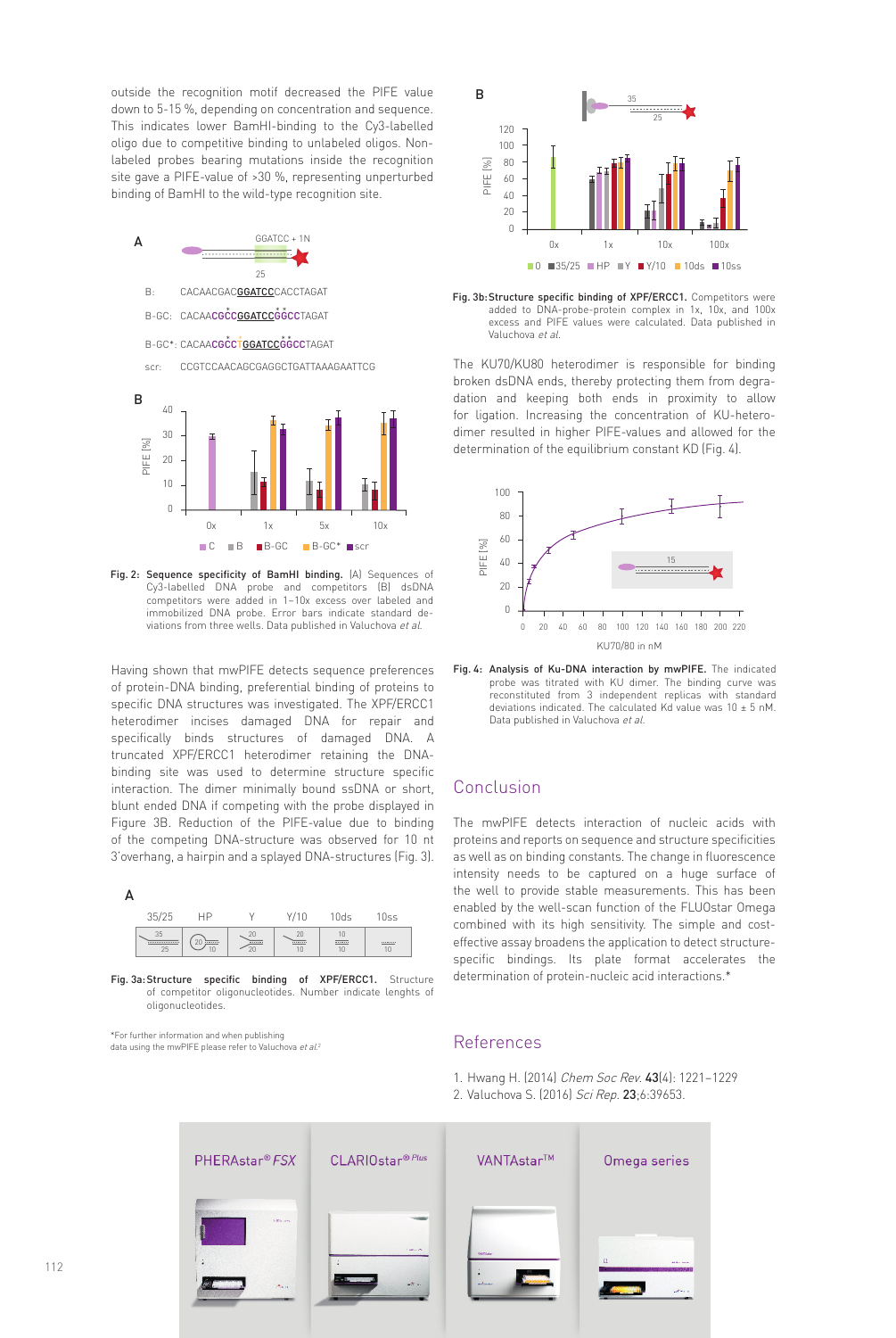outside the recognition motif decreased the PIFE value down to 5-15 %, depending on concentration and sequence. This indicates lower BamHI-binding to the Cy3-labelled oligo due to competitive binding to unlabeled oligos. Non-labeled probes bearing mutations inside the recognition site gave a PIFE-value of >30 %, representing unperturbed binding of BamHI to the wild-type recognition site.

A

GGATCC + 1N

25

B: CACAACGAC**GGATCC**CACCTAGAT

B-GC: CACAACGCCGGATCCGGCCTAGAT

B-GC*: CACAACGCCTGGATCCGGCCTAGAT

scr: CCGTCCAACAGCGAGGCTGATTAAAGAATTCG

B

PIFE [%]

40
30
20
10
0

0x 1x 5x 10x

C B B-GC B-GC* scr

**Fig. 2: Sequence specificity of BamHI binding.** (A) Sequences of Cy3-labelled DNA probe and competitors (B) dsDNA competitors were added in 1–10x excess over labeled and immobilized DNA probe. Error bars indicate standard deviations from three wells. Data published in Valuchova *et al.*

Having shown that mwPIFE detects sequence preferences of protein-DNA binding, preferential binding of proteins to specific DNA structures was investigated. The XPF/ERCC1 heterodimer incises damaged DNA for repair and specifically binds structures of damaged DNA. A truncated XPF/ERCC1 heterodimer retaining the DNA-binding site was used to determine structure specific interaction. The dimer minimally bound ssDNA or short, blunt ended DNA if competing with the probe displayed in Figure 3B. Reduction of the PIFE-value due to binding of the competing DNA-structure was observed for 10 nt 3'overhang, a hairpin and a splayed DNA-structures (Fig. 3).

A

35/25 HP Y Y/10 10ds 10ss

35 25 | 20 10 | 20 20 | 20 10 | 10 10 | 10

**Fig. 3a: Structure specific binding of XPF/ERCC1.** Structure of competitor oligonucleotides. Number indicate lenghts of oligonucleotides.

B

35

25

PIFE [%]

120
100
80
60
40
20
0

0x 1x 10x 100x

0 35/25 HP Y Y/10 10ds 10ss

**Fig. 3b: Structure specific binding of XPF/ERCC1.** Competitors were added to DNA-probe-protein complex in 1x, 10x, and 100x excess and PIFE values were calculated. Data published in Valuchova *et al.*

The KU70/KU80 heterodimer is responsible for binding broken dsDNA ends, thereby protecting them from degradation and keeping both ends in proximity to allow for ligation. Increasing the concentration of KU-heterodimer resulted in higher PIFE-values and allowed for the determination of the equilibrium constant KD (Fig. 4).

PIFE [%]

100
80
60
40
20
0

0 20 40 60 80 100 120 140 160 180 200 220

KU70/80 in nM

15

**Fig. 4: Analysis of Ku-DNA interaction by mwPIFE.** The indicated probe was titrated with KU dimer. The binding curve was reconstituted from 3 independent replicas with standard deviations indicated. The calculated Kd value was 10 ± 5 nM. Data published in Valuchova *et al.*

## Conclusion

The mwPIFE detects interaction of nucleic acids with proteins and reports on sequence and structure specificities as well as on binding constants. The change in fluorescence intensity needs to be captured on a huge surface of the well to provide stable measurements. This has been enabled by the well-scan function of the FLUOstar Omega combined with its high sensitivity. The simple and cost-effective assay broadens the application to detect structure-specific bindings. Its plate format accelerates the determination of protein-nucleic acid interactions.*

*For further information and when publishing data using the mwPIFE please refer to Valuchova *et al.*[2]

## References

1. Hwang H. (2014) *Chem Soc Rev.* **43**(4): 1221–1229
2. Valuchova S. (2016) *Sci Rep.* **23**;6:39653.

PHERAstar® *FSX* CLARIOstar® *Plus* VANTAstar™ Omega series